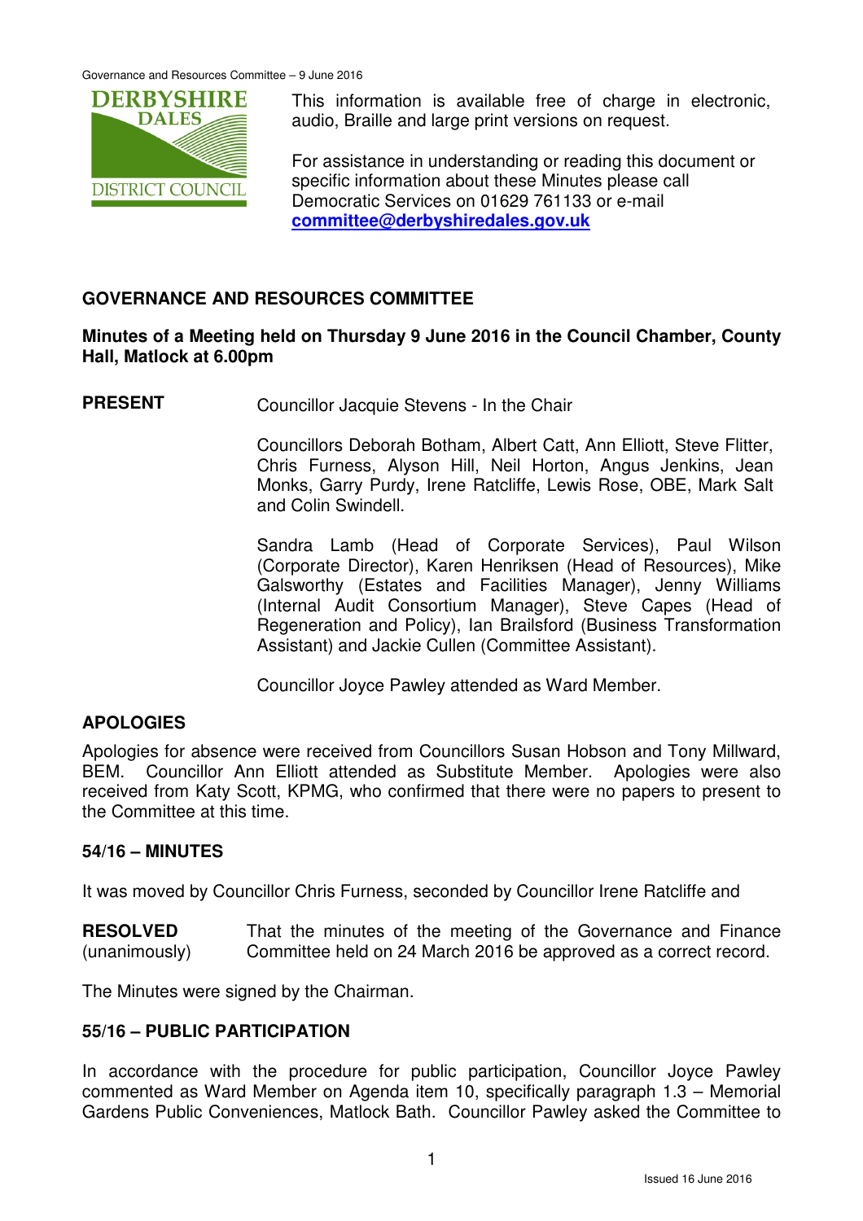This information is available free of charge in electronic, audio, Braille and large print versions on request.

For assistance in understanding or reading this document or specific information about these Minutes please call Democratic Services on 01629 761133 or e-mail **committee@derbyshiredales.gov.uk**

## GOVERNANCE AND RESOURCES COMMITTEE

**Minutes of a Meeting held on Thursday 9 June 2016 in the Council Chamber, County Hall, Matlock at 6.00pm**

**PRESENT** Councillor Jacquie Stevens - In the Chair

Councillors Deborah Botham, Albert Catt, Ann Elliott, Steve Flitter, Chris Furness, Alyson Hill, Neil Horton, Angus Jenkins, Jean Monks, Garry Purdy, Irene Ratcliffe, Lewis Rose, OBE, Mark Salt and Colin Swindell.

Sandra Lamb (Head of Corporate Services), Paul Wilson (Corporate Director), Karen Henriksen (Head of Resources), Mike Galsworthy (Estates and Facilities Manager), Jenny Williams (Internal Audit Consortium Manager), Steve Capes (Head of Regeneration and Policy), Ian Brailsford (Business Transformation Assistant) and Jackie Cullen (Committee Assistant).

Councillor Joyce Pawley attended as Ward Member.

### APOLOGIES

Apologies for absence were received from Councillors Susan Hobson and Tony Millward, BEM. Councillor Ann Elliott attended as Substitute Member. Apologies were also received from Katy Scott, KPMG, who confirmed that there were no papers to present to the Committee at this time.

### 54/16 – MINUTES

It was moved by Councillor Chris Furness, seconded by Councillor Irene Ratcliffe and

**RESOLVED** (unanimously) That the minutes of the meeting of the Governance and Finance Committee held on 24 March 2016 be approved as a correct record.

The Minutes were signed by the Chairman.

### 55/16 – PUBLIC PARTICIPATION

In accordance with the procedure for public participation, Councillor Joyce Pawley commented as Ward Member on Agenda item 10, specifically paragraph 1.3 – Memorial Gardens Public Conveniences, Matlock Bath. Councillor Pawley asked the Committee to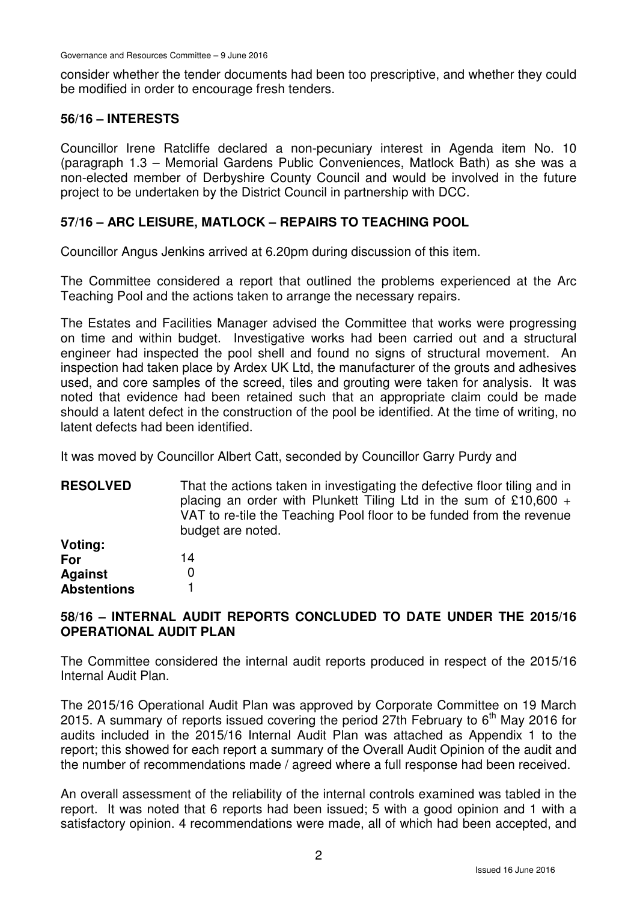consider whether the tender documents had been too prescriptive, and whether they could be modified in order to encourage fresh tenders.

## 56/16 – INTERESTS

Councillor Irene Ratcliffe declared a non-pecuniary interest in Agenda item No. 10 (paragraph 1.3 – Memorial Gardens Public Conveniences, Matlock Bath) as she was a non-elected member of Derbyshire County Council and would be involved in the future project to be undertaken by the District Council in partnership with DCC.

## 57/16 – ARC LEISURE, MATLOCK – REPAIRS TO TEACHING POOL

Councillor Angus Jenkins arrived at 6.20pm during discussion of this item.

The Committee considered a report that outlined the problems experienced at the Arc Teaching Pool and the actions taken to arrange the necessary repairs.

The Estates and Facilities Manager advised the Committee that works were progressing on time and within budget. Investigative works had been carried out and a structural engineer had inspected the pool shell and found no signs of structural movement. An inspection had taken place by Ardex UK Ltd, the manufacturer of the grouts and adhesives used, and core samples of the screed, tiles and grouting were taken for analysis. It was noted that evidence had been retained such that an appropriate claim could be made should a latent defect in the construction of the pool be identified. At the time of writing, no latent defects had been identified.

It was moved by Councillor Albert Catt, seconded by Councillor Garry Purdy and

**RESOLVED** That the actions taken in investigating the defective floor tiling and in placing an order with Plunkett Tiling Ltd in the sum of £10,600 + VAT to re-tile the Teaching Pool floor to be funded from the revenue budget are noted.

**Voting:**
**For** 14
**Against** 0
**Abstentions** 1

## 58/16 – INTERNAL AUDIT REPORTS CONCLUDED TO DATE UNDER THE 2015/16 OPERATIONAL AUDIT PLAN

The Committee considered the internal audit reports produced in respect of the 2015/16 Internal Audit Plan.

The 2015/16 Operational Audit Plan was approved by Corporate Committee on 19 March 2015. A summary of reports issued covering the period 27th February to 6th May 2016 for audits included in the 2015/16 Internal Audit Plan was attached as Appendix 1 to the report; this showed for each report a summary of the Overall Audit Opinion of the audit and the number of recommendations made / agreed where a full response had been received.

An overall assessment of the reliability of the internal controls examined was tabled in the report. It was noted that 6 reports had been issued; 5 with a good opinion and 1 with a satisfactory opinion. 4 recommendations were made, all of which had been accepted, and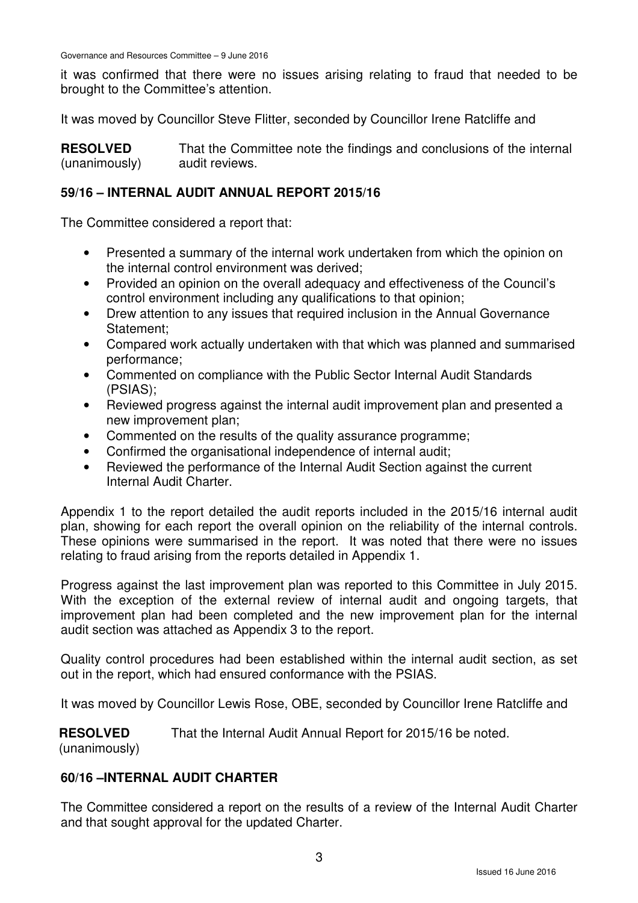it was confirmed that there were no issues arising relating to fraud that needed to be brought to the Committee's attention.

It was moved by Councillor Steve Flitter, seconded by Councillor Irene Ratcliffe and

**RESOLVED** (unanimously) That the Committee note the findings and conclusions of the internal audit reviews.

## 59/16 – INTERNAL AUDIT ANNUAL REPORT 2015/16

The Committee considered a report that:

- Presented a summary of the internal work undertaken from which the opinion on the internal control environment was derived;
- Provided an opinion on the overall adequacy and effectiveness of the Council's control environment including any qualifications to that opinion;
- Drew attention to any issues that required inclusion in the Annual Governance Statement;
- Compared work actually undertaken with that which was planned and summarised performance;
- Commented on compliance with the Public Sector Internal Audit Standards (PSIAS);
- Reviewed progress against the internal audit improvement plan and presented a new improvement plan;
- Commented on the results of the quality assurance programme;
- Confirmed the organisational independence of internal audit;
- Reviewed the performance of the Internal Audit Section against the current Internal Audit Charter.

Appendix 1 to the report detailed the audit reports included in the 2015/16 internal audit plan, showing for each report the overall opinion on the reliability of the internal controls. These opinions were summarised in the report. It was noted that there were no issues relating to fraud arising from the reports detailed in Appendix 1.

Progress against the last improvement plan was reported to this Committee in July 2015. With the exception of the external review of internal audit and ongoing targets, that improvement plan had been completed and the new improvement plan for the internal audit section was attached as Appendix 3 to the report.

Quality control procedures had been established within the internal audit section, as set out in the report, which had ensured conformance with the PSIAS.

It was moved by Councillor Lewis Rose, OBE, seconded by Councillor Irene Ratcliffe and

**RESOLVED** (unanimously) That the Internal Audit Annual Report for 2015/16 be noted.

## 60/16 –INTERNAL AUDIT CHARTER

The Committee considered a report on the results of a review of the Internal Audit Charter and that sought approval for the updated Charter.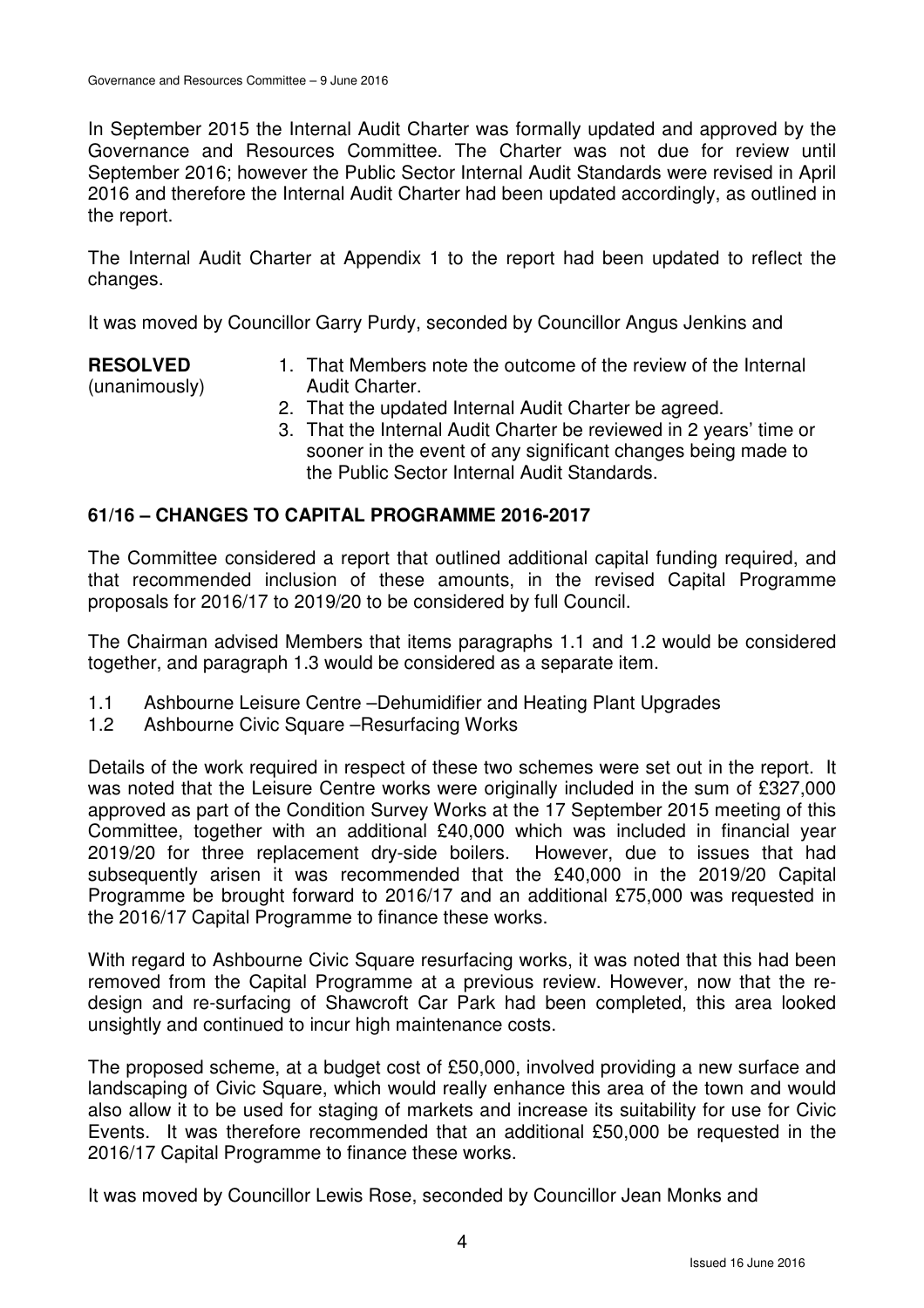In September 2015 the Internal Audit Charter was formally updated and approved by the Governance and Resources Committee. The Charter was not due for review until September 2016; however the Public Sector Internal Audit Standards were revised in April 2016 and therefore the Internal Audit Charter had been updated accordingly, as outlined in the report.

The Internal Audit Charter at Appendix 1 to the report had been updated to reflect the changes.

It was moved by Councillor Garry Purdy, seconded by Councillor Angus Jenkins and

**RESOLVED** (unanimously)

1. That Members note the outcome of the review of the Internal Audit Charter.
2. That the updated Internal Audit Charter be agreed.
3. That the Internal Audit Charter be reviewed in 2 years' time or sooner in the event of any significant changes being made to the Public Sector Internal Audit Standards.

## 61/16 – CHANGES TO CAPITAL PROGRAMME 2016-2017

The Committee considered a report that outlined additional capital funding required, and that recommended inclusion of these amounts, in the revised Capital Programme proposals for 2016/17 to 2019/20 to be considered by full Council.

The Chairman advised Members that items paragraphs 1.1 and 1.2 would be considered together, and paragraph 1.3 would be considered as a separate item.

1.1 Ashbourne Leisure Centre –Dehumidifier and Heating Plant Upgrades
1.2 Ashbourne Civic Square –Resurfacing Works

Details of the work required in respect of these two schemes were set out in the report. It was noted that the Leisure Centre works were originally included in the sum of £327,000 approved as part of the Condition Survey Works at the 17 September 2015 meeting of this Committee, together with an additional £40,000 which was included in financial year 2019/20 for three replacement dry-side boilers. However, due to issues that had subsequently arisen it was recommended that the £40,000 in the 2019/20 Capital Programme be brought forward to 2016/17 and an additional £75,000 was requested in the 2016/17 Capital Programme to finance these works.

With regard to Ashbourne Civic Square resurfacing works, it was noted that this had been removed from the Capital Programme at a previous review. However, now that the re-design and re-surfacing of Shawcroft Car Park had been completed, this area looked unsightly and continued to incur high maintenance costs.

The proposed scheme, at a budget cost of £50,000, involved providing a new surface and landscaping of Civic Square, which would really enhance this area of the town and would also allow it to be used for staging of markets and increase its suitability for use for Civic Events. It was therefore recommended that an additional £50,000 be requested in the 2016/17 Capital Programme to finance these works.

It was moved by Councillor Lewis Rose, seconded by Councillor Jean Monks and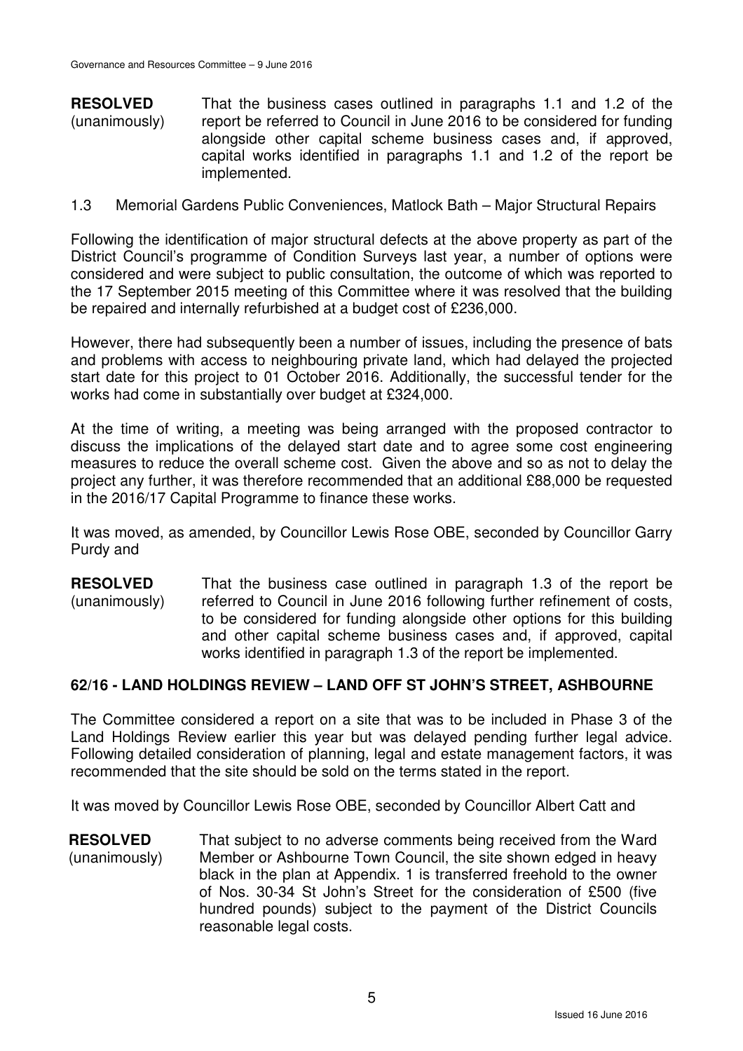**RESOLVED** (unanimously) That the business cases outlined in paragraphs 1.1 and 1.2 of the report be referred to Council in June 2016 to be considered for funding alongside other capital scheme business cases and, if approved, capital works identified in paragraphs 1.1 and 1.2 of the report be implemented.

1.3 Memorial Gardens Public Conveniences, Matlock Bath – Major Structural Repairs

Following the identification of major structural defects at the above property as part of the District Council's programme of Condition Surveys last year, a number of options were considered and were subject to public consultation, the outcome of which was reported to the 17 September 2015 meeting of this Committee where it was resolved that the building be repaired and internally refurbished at a budget cost of £236,000.

However, there had subsequently been a number of issues, including the presence of bats and problems with access to neighbouring private land, which had delayed the projected start date for this project to 01 October 2016. Additionally, the successful tender for the works had come in substantially over budget at £324,000.

At the time of writing, a meeting was being arranged with the proposed contractor to discuss the implications of the delayed start date and to agree some cost engineering measures to reduce the overall scheme cost. Given the above and so as not to delay the project any further, it was therefore recommended that an additional £88,000 be requested in the 2016/17 Capital Programme to finance these works.

It was moved, as amended, by Councillor Lewis Rose OBE, seconded by Councillor Garry Purdy and

**RESOLVED** (unanimously) That the business case outlined in paragraph 1.3 of the report be referred to Council in June 2016 following further refinement of costs, to be considered for funding alongside other options for this building and other capital scheme business cases and, if approved, capital works identified in paragraph 1.3 of the report be implemented.

## 62/16 - LAND HOLDINGS REVIEW – LAND OFF ST JOHN'S STREET, ASHBOURNE

The Committee considered a report on a site that was to be included in Phase 3 of the Land Holdings Review earlier this year but was delayed pending further legal advice. Following detailed consideration of planning, legal and estate management factors, it was recommended that the site should be sold on the terms stated in the report.

It was moved by Councillor Lewis Rose OBE, seconded by Councillor Albert Catt and

**RESOLVED** (unanimously) That subject to no adverse comments being received from the Ward Member or Ashbourne Town Council, the site shown edged in heavy black in the plan at Appendix. 1 is transferred freehold to the owner of Nos. 30-34 St John's Street for the consideration of £500 (five hundred pounds) subject to the payment of the District Councils reasonable legal costs.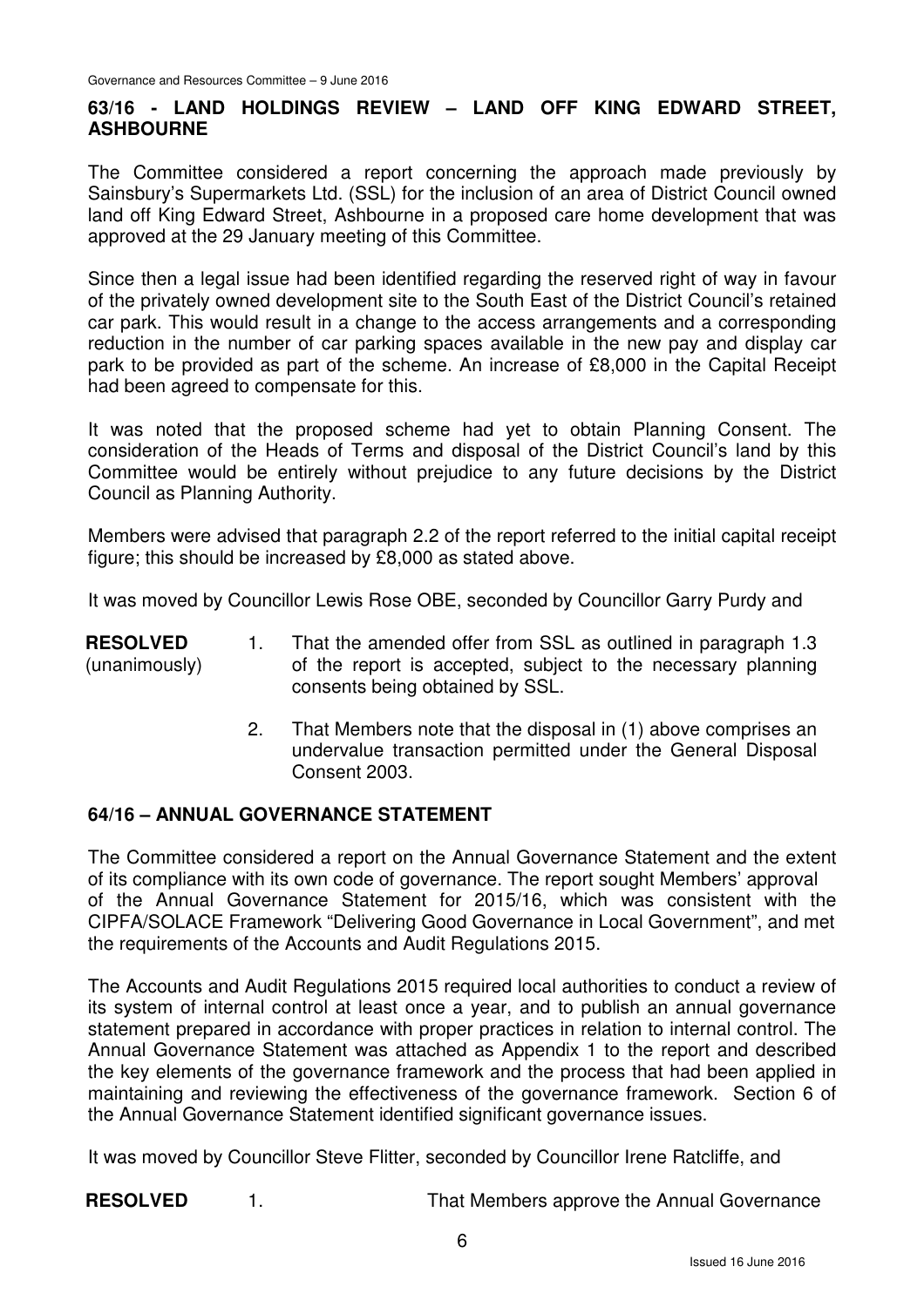## 63/16 - LAND HOLDINGS REVIEW – LAND OFF KING EDWARD STREET, ASHBOURNE

The Committee considered a report concerning the approach made previously by Sainsbury's Supermarkets Ltd. (SSL) for the inclusion of an area of District Council owned land off King Edward Street, Ashbourne in a proposed care home development that was approved at the 29 January meeting of this Committee.

Since then a legal issue had been identified regarding the reserved right of way in favour of the privately owned development site to the South East of the District Council's retained car park. This would result in a change to the access arrangements and a corresponding reduction in the number of car parking spaces available in the new pay and display car park to be provided as part of the scheme. An increase of £8,000 in the Capital Receipt had been agreed to compensate for this.

It was noted that the proposed scheme had yet to obtain Planning Consent. The consideration of the Heads of Terms and disposal of the District Council's land by this Committee would be entirely without prejudice to any future decisions by the District Council as Planning Authority.

Members were advised that paragraph 2.2 of the report referred to the initial capital receipt figure; this should be increased by £8,000 as stated above.

It was moved by Councillor Lewis Rose OBE, seconded by Councillor Garry Purdy and

**RESOLVED** (unanimously)

1. That the amended offer from SSL as outlined in paragraph 1.3 of the report is accepted, subject to the necessary planning consents being obtained by SSL.

2. That Members note that the disposal in (1) above comprises an undervalue transaction permitted under the General Disposal Consent 2003.

## 64/16 – ANNUAL GOVERNANCE STATEMENT

The Committee considered a report on the Annual Governance Statement and the extent of its compliance with its own code of governance. The report sought Members' approval of the Annual Governance Statement for 2015/16, which was consistent with the CIPFA/SOLACE Framework "Delivering Good Governance in Local Government", and met the requirements of the Accounts and Audit Regulations 2015.

The Accounts and Audit Regulations 2015 required local authorities to conduct a review of its system of internal control at least once a year, and to publish an annual governance statement prepared in accordance with proper practices in relation to internal control. The Annual Governance Statement was attached as Appendix 1 to the report and described the key elements of the governance framework and the process that had been applied in maintaining and reviewing the effectiveness of the governance framework. Section 6 of the Annual Governance Statement identified significant governance issues.

It was moved by Councillor Steve Flitter, seconded by Councillor Irene Ratcliffe, and

**RESOLVED**

1. That Members approve the Annual Governance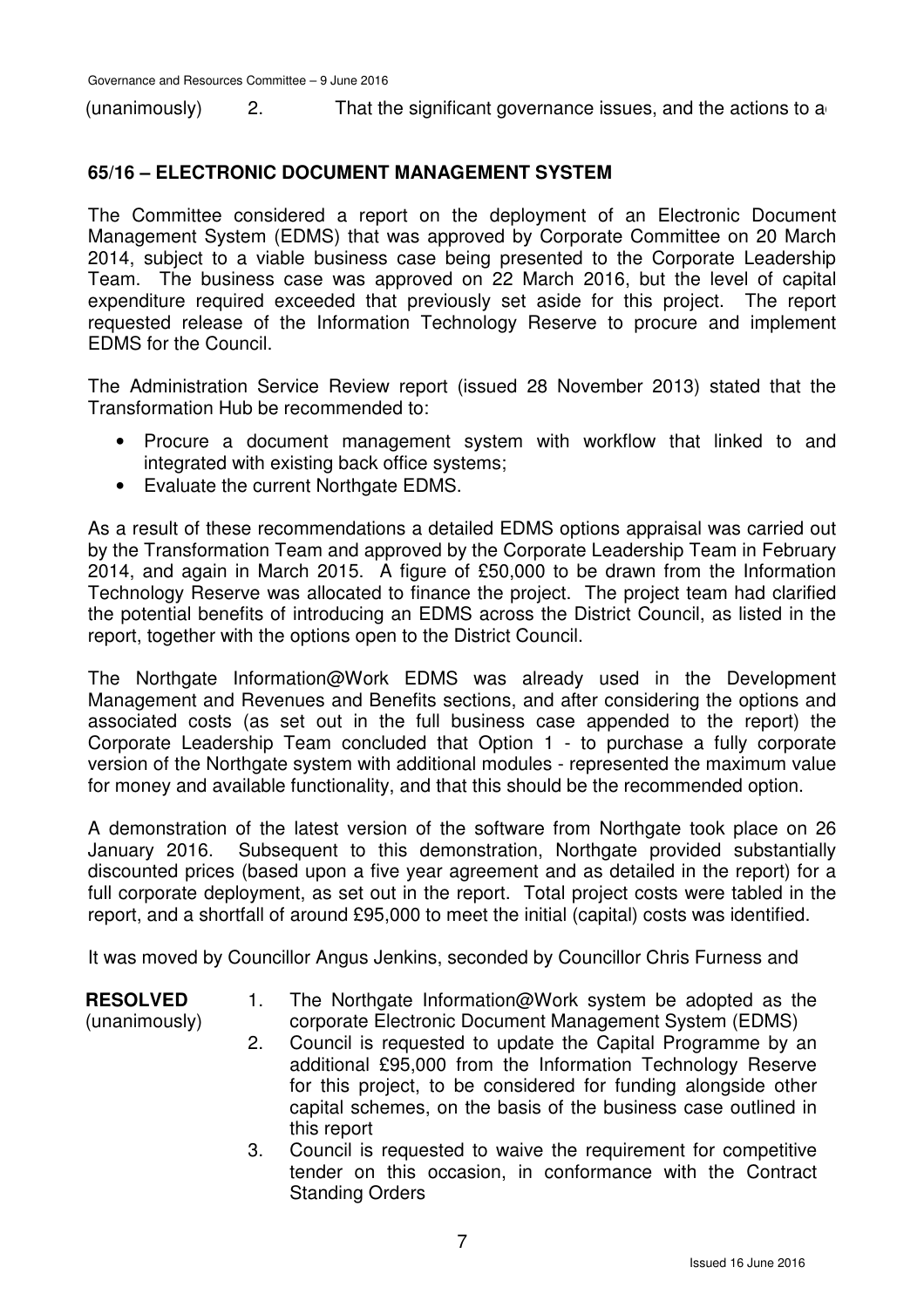(unanimously) 2. That the significant governance issues, and the actions to a

## 65/16 – ELECTRONIC DOCUMENT MANAGEMENT SYSTEM

The Committee considered a report on the deployment of an Electronic Document Management System (EDMS) that was approved by Corporate Committee on 20 March 2014, subject to a viable business case being presented to the Corporate Leadership Team. The business case was approved on 22 March 2016, but the level of capital expenditure required exceeded that previously set aside for this project. The report requested release of the Information Technology Reserve to procure and implement EDMS for the Council.

The Administration Service Review report (issued 28 November 2013) stated that the Transformation Hub be recommended to:

- Procure a document management system with workflow that linked to and integrated with existing back office systems;
- Evaluate the current Northgate EDMS.

As a result of these recommendations a detailed EDMS options appraisal was carried out by the Transformation Team and approved by the Corporate Leadership Team in February 2014, and again in March 2015. A figure of £50,000 to be drawn from the Information Technology Reserve was allocated to finance the project. The project team had clarified the potential benefits of introducing an EDMS across the District Council, as listed in the report, together with the options open to the District Council.

The Northgate Information@Work EDMS was already used in the Development Management and Revenues and Benefits sections, and after considering the options and associated costs (as set out in the full business case appended to the report) the Corporate Leadership Team concluded that Option 1 - to purchase a fully corporate version of the Northgate system with additional modules - represented the maximum value for money and available functionality, and that this should be the recommended option.

A demonstration of the latest version of the software from Northgate took place on 26 January 2016. Subsequent to this demonstration, Northgate provided substantially discounted prices (based upon a five year agreement and as detailed in the report) for a full corporate deployment, as set out in the report. Total project costs were tabled in the report, and a shortfall of around £95,000 to meet the initial (capital) costs was identified.

It was moved by Councillor Angus Jenkins, seconded by Councillor Chris Furness and

**RESOLVED** (unanimously)

1. The Northgate Information@Work system be adopted as the corporate Electronic Document Management System (EDMS)
2. Council is requested to update the Capital Programme by an additional £95,000 from the Information Technology Reserve for this project, to be considered for funding alongside other capital schemes, on the basis of the business case outlined in this report
3. Council is requested to waive the requirement for competitive tender on this occasion, in conformance with the Contract Standing Orders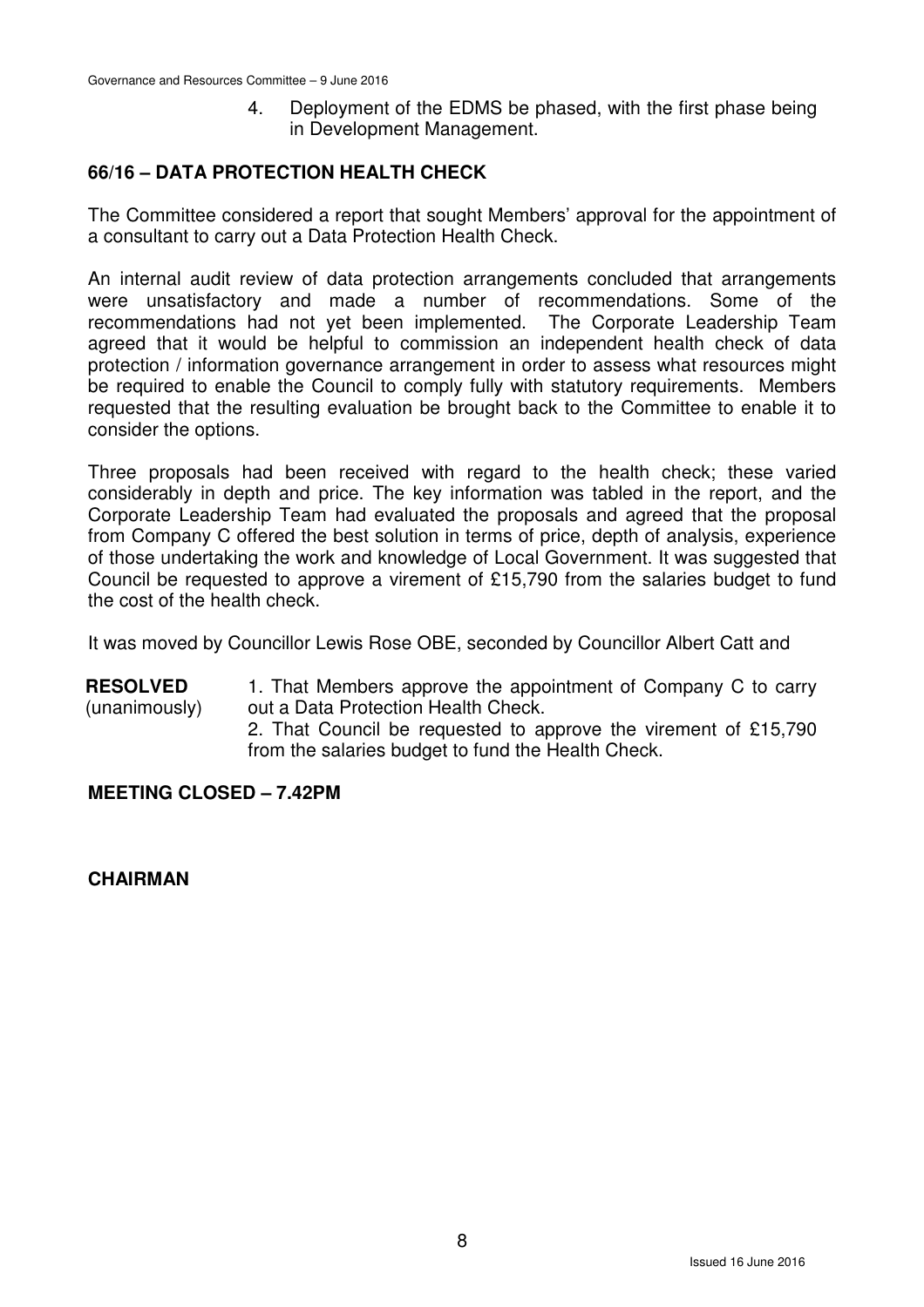4. Deployment of the EDMS be phased, with the first phase being in Development Management.

## 66/16 – DATA PROTECTION HEALTH CHECK

The Committee considered a report that sought Members' approval for the appointment of a consultant to carry out a Data Protection Health Check.

An internal audit review of data protection arrangements concluded that arrangements were unsatisfactory and made a number of recommendations. Some of the recommendations had not yet been implemented. The Corporate Leadership Team agreed that it would be helpful to commission an independent health check of data protection / information governance arrangement in order to assess what resources might be required to enable the Council to comply fully with statutory requirements. Members requested that the resulting evaluation be brought back to the Committee to enable it to consider the options.

Three proposals had been received with regard to the health check; these varied considerably in depth and price. The key information was tabled in the report, and the Corporate Leadership Team had evaluated the proposals and agreed that the proposal from Company C offered the best solution in terms of price, depth of analysis, experience of those undertaking the work and knowledge of Local Government. It was suggested that Council be requested to approve a virement of £15,790 from the salaries budget to fund the cost of the health check.

It was moved by Councillor Lewis Rose OBE, seconded by Councillor Albert Catt and

**RESOLVED** (unanimously)

1. That Members approve the appointment of Company C to carry out a Data Protection Health Check.
2. That Council be requested to approve the virement of £15,790 from the salaries budget to fund the Health Check.

**MEETING CLOSED – 7.42PM**

**CHAIRMAN**